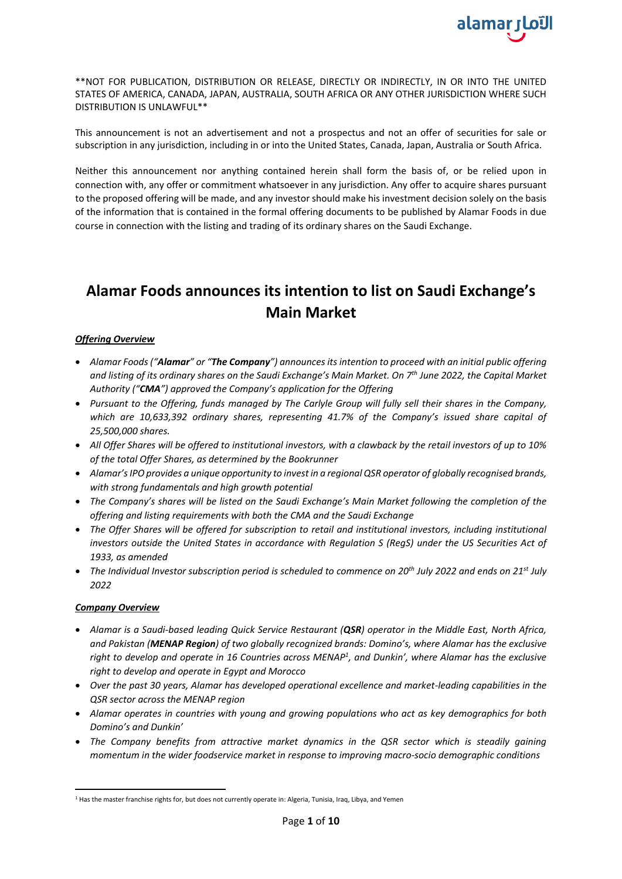**NOT FOR PUBLICATION, DISTRIBUTION OR RELEASE, DIRECTLY OR INDIRECTLY, IN OR INTO THE UNITED STATES OF AMERICA, CANADA, JAPAN, AUSTRALIA, SOUTH AFRICA OR ANY OTHER JURISDICTION WHERE SUCH DISTRIBUTION IS UNLAWFUL**

This announcement is not an advertisement and not a prospectus and not an offer of securities for sale or subscription in any jurisdiction, including in or into the United States, Canada, Japan, Australia or South Africa.

Neither this announcement nor anything contained herein shall form the basis of, or be relied upon in connection with, any offer or commitment whatsoever in any jurisdiction. Any offer to acquire shares pursuant to the proposed offering will be made, and any investor should make his investment decision solely on the basis of the information that is contained in the formal offering documents to be published by Alamar Foods in due course in connection with the listing and trading of its ordinary shares on the Saudi Exchange.

# Alamar Foods announces its intention to list on Saudi Exchange's Main Market

***Offering Overview***

- *Alamar Foods ("**Alamar**" or "**The Company**") announces its intention to proceed with an initial public offering and listing of its ordinary shares on the Saudi Exchange's Main Market. On 7th June 2022, the Capital Market Authority ("**CMA**") approved the Company's application for the Offering*
- *Pursuant to the Offering, funds managed by The Carlyle Group will fully sell their shares in the Company, which are 10,633,392 ordinary shares, representing 41.7% of the Company's issued share capital of 25,500,000 shares.*
- *All Offer Shares will be offered to institutional investors, with a clawback by the retail investors of up to 10% of the total Offer Shares, as determined by the Bookrunner*
- *Alamar's IPO provides a unique opportunity to invest in a regional QSR operator of globally recognised brands, with strong fundamentals and high growth potential*
- *The Company's shares will be listed on the Saudi Exchange's Main Market following the completion of the offering and listing requirements with both the CMA and the Saudi Exchange*
- *The Offer Shares will be offered for subscription to retail and institutional investors, including institutional investors outside the United States in accordance with Regulation S (RegS) under the US Securities Act of 1933, as amended*
- *The Individual Investor subscription period is scheduled to commence on 20th July 2022 and ends on 21st July 2022*

***Company Overview***

- *Alamar is a Saudi-based leading Quick Service Restaurant (**QSR**) operator in the Middle East, North Africa, and Pakistan (**MENAP Region**) of two globally recognized brands: Domino's, where Alamar has the exclusive right to develop and operate in 16 Countries across MENAP[1], and Dunkin', where Alamar has the exclusive right to develop and operate in Egypt and Morocco*
- *Over the past 30 years, Alamar has developed operational excellence and market-leading capabilities in the QSR sector across the MENAP region*
- *Alamar operates in countries with young and growing populations who act as key demographics for both Domino's and Dunkin'*
- *The Company benefits from attractive market dynamics in the QSR sector which is steadily gaining momentum in the wider foodservice market in response to improving macro-socio demographic conditions*

[1] Has the master franchise rights for, but does not currently operate in: Algeria, Tunisia, Iraq, Libya, and Yemen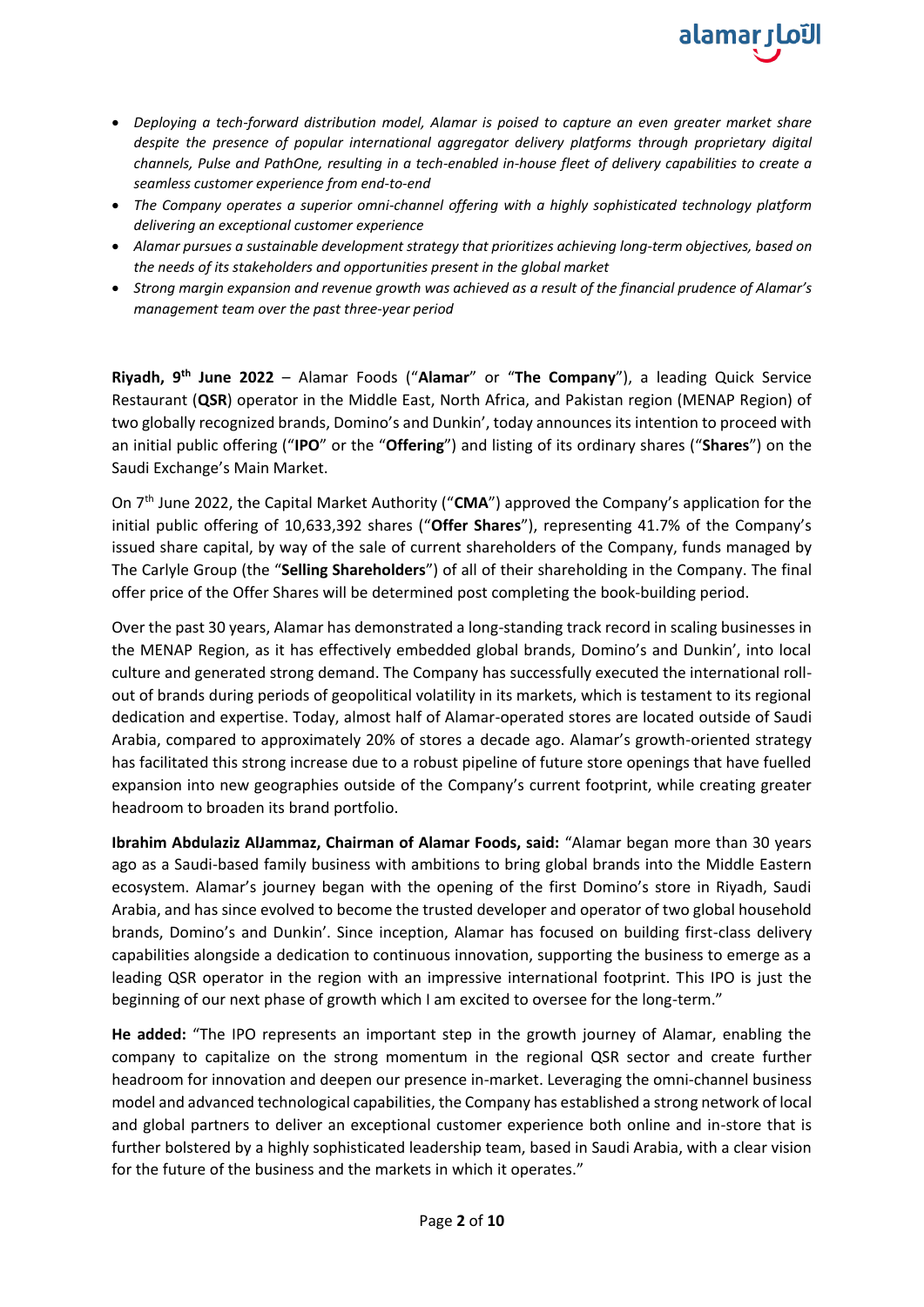- *Deploying a tech-forward distribution model, Alamar is poised to capture an even greater market share despite the presence of popular international aggregator delivery platforms through proprietary digital channels, Pulse and PathOne, resulting in a tech-enabled in-house fleet of delivery capabilities to create a seamless customer experience from end-to-end*
- *The Company operates a superior omni-channel offering with a highly sophisticated technology platform delivering an exceptional customer experience*
- *Alamar pursues a sustainable development strategy that prioritizes achieving long-term objectives, based on the needs of its stakeholders and opportunities present in the global market*
- *Strong margin expansion and revenue growth was achieved as a result of the financial prudence of Alamar's management team over the past three-year period*

**Riyadh, 9th June 2022** – Alamar Foods ("**Alamar**" or "**The Company**"), a leading Quick Service Restaurant (**QSR**) operator in the Middle East, North Africa, and Pakistan region (MENAP Region) of two globally recognized brands, Domino's and Dunkin', today announces its intention to proceed with an initial public offering ("**IPO**" or the "**Offering**") and listing of its ordinary shares ("**Shares**") on the Saudi Exchange's Main Market.

On 7th June 2022, the Capital Market Authority ("**CMA**") approved the Company's application for the initial public offering of 10,633,392 shares ("**Offer Shares**"), representing 41.7% of the Company's issued share capital, by way of the sale of current shareholders of the Company, funds managed by The Carlyle Group (the "**Selling Shareholders**") of all of their shareholding in the Company. The final offer price of the Offer Shares will be determined post completing the book-building period.

Over the past 30 years, Alamar has demonstrated a long-standing track record in scaling businesses in the MENAP Region, as it has effectively embedded global brands, Domino's and Dunkin', into local culture and generated strong demand. The Company has successfully executed the international roll-out of brands during periods of geopolitical volatility in its markets, which is testament to its regional dedication and expertise. Today, almost half of Alamar-operated stores are located outside of Saudi Arabia, compared to approximately 20% of stores a decade ago. Alamar's growth-oriented strategy has facilitated this strong increase due to a robust pipeline of future store openings that have fuelled expansion into new geographies outside of the Company's current footprint, while creating greater headroom to broaden its brand portfolio.

**Ibrahim Abdulaziz AlJammaz, Chairman of Alamar Foods, said:** "Alamar began more than 30 years ago as a Saudi-based family business with ambitions to bring global brands into the Middle Eastern ecosystem. Alamar's journey began with the opening of the first Domino's store in Riyadh, Saudi Arabia, and has since evolved to become the trusted developer and operator of two global household brands, Domino's and Dunkin'. Since inception, Alamar has focused on building first-class delivery capabilities alongside a dedication to continuous innovation, supporting the business to emerge as a leading QSR operator in the region with an impressive international footprint. This IPO is just the beginning of our next phase of growth which I am excited to oversee for the long-term."

**He added:** "The IPO represents an important step in the growth journey of Alamar, enabling the company to capitalize on the strong momentum in the regional QSR sector and create further headroom for innovation and deepen our presence in-market. Leveraging the omni-channel business model and advanced technological capabilities, the Company has established a strong network of local and global partners to deliver an exceptional customer experience both online and in-store that is further bolstered by a highly sophisticated leadership team, based in Saudi Arabia, with a clear vision for the future of the business and the markets in which it operates."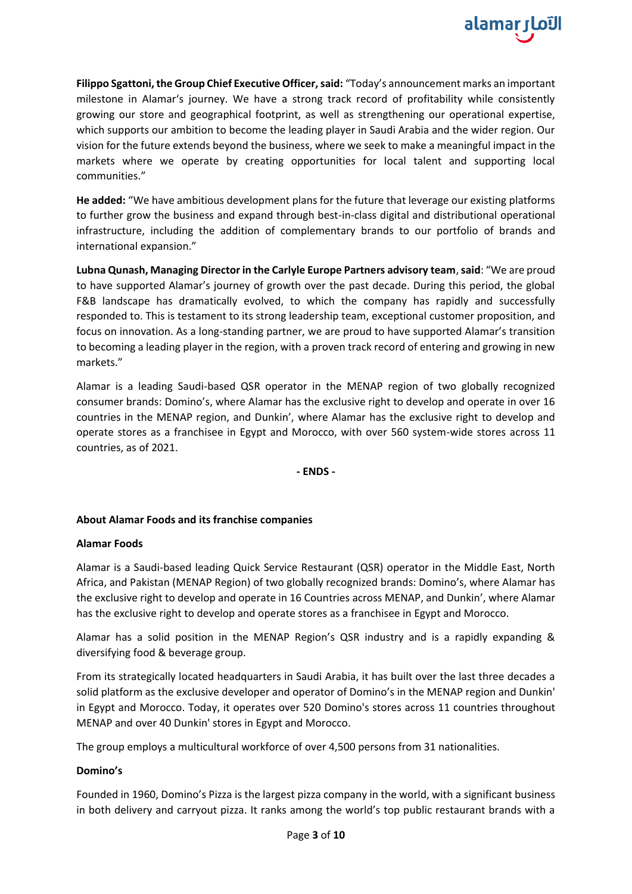**Filippo Sgattoni, the Group Chief Executive Officer, said:** "Today's announcement marks an important milestone in Alamar's journey. We have a strong track record of profitability while consistently growing our store and geographical footprint, as well as strengthening our operational expertise, which supports our ambition to become the leading player in Saudi Arabia and the wider region. Our vision for the future extends beyond the business, where we seek to make a meaningful impact in the markets where we operate by creating opportunities for local talent and supporting local communities."

**He added:** "We have ambitious development plans for the future that leverage our existing platforms to further grow the business and expand through best-in-class digital and distributional operational infrastructure, including the addition of complementary brands to our portfolio of brands and international expansion."

**Lubna Qunash, Managing Director in the Carlyle Europe Partners advisory team**, **said**: "We are proud to have supported Alamar's journey of growth over the past decade. During this period, the global F&B landscape has dramatically evolved, to which the company has rapidly and successfully responded to. This is testament to its strong leadership team, exceptional customer proposition, and focus on innovation. As a long-standing partner, we are proud to have supported Alamar's transition to becoming a leading player in the region, with a proven track record of entering and growing in new markets."

Alamar is a leading Saudi-based QSR operator in the MENAP region of two globally recognized consumer brands: Domino's, where Alamar has the exclusive right to develop and operate in over 16 countries in the MENAP region, and Dunkin', where Alamar has the exclusive right to develop and operate stores as a franchisee in Egypt and Morocco, with over 560 system-wide stores across 11 countries, as of 2021.

**- ENDS -**

**About Alamar Foods and its franchise companies**

**Alamar Foods**

Alamar is a Saudi-based leading Quick Service Restaurant (QSR) operator in the Middle East, North Africa, and Pakistan (MENAP Region) of two globally recognized brands: Domino's, where Alamar has the exclusive right to develop and operate in 16 Countries across MENAP, and Dunkin', where Alamar has the exclusive right to develop and operate stores as a franchisee in Egypt and Morocco.

Alamar has a solid position in the MENAP Region's QSR industry and is a rapidly expanding & diversifying food & beverage group.

From its strategically located headquarters in Saudi Arabia, it has built over the last three decades a solid platform as the exclusive developer and operator of Domino's in the MENAP region and Dunkin' in Egypt and Morocco. Today, it operates over 520 Domino's stores across 11 countries throughout MENAP and over 40 Dunkin' stores in Egypt and Morocco.

The group employs a multicultural workforce of over 4,500 persons from 31 nationalities.

**Domino's**

Founded in 1960, Domino's Pizza is the largest pizza company in the world, with a significant business in both delivery and carryout pizza. It ranks among the world's top public restaurant brands with a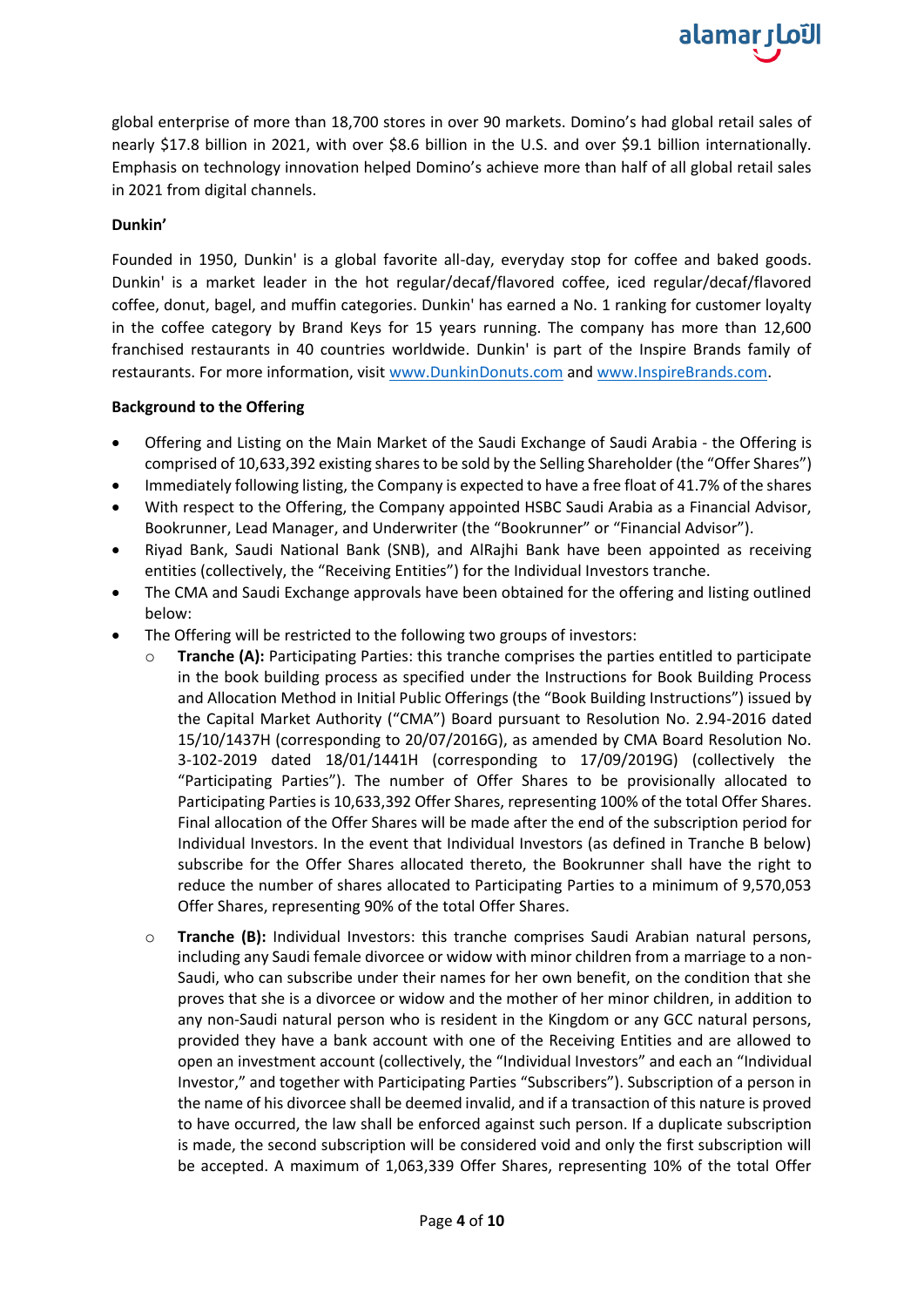global enterprise of more than 18,700 stores in over 90 markets. Domino's had global retail sales of nearly $17.8 billion in 2021, with over $8.6 billion in the U.S. and over $9.1 billion internationally. Emphasis on technology innovation helped Domino's achieve more than half of all global retail sales in 2021 from digital channels.

**Dunkin'**

Founded in 1950, Dunkin' is a global favorite all-day, everyday stop for coffee and baked goods. Dunkin' is a market leader in the hot regular/decaf/flavored coffee, iced regular/decaf/flavored coffee, donut, bagel, and muffin categories. Dunkin' has earned a No. 1 ranking for customer loyalty in the coffee category by Brand Keys for 15 years running. The company has more than 12,600 franchised restaurants in 40 countries worldwide. Dunkin' is part of the Inspire Brands family of restaurants. For more information, visit www.DunkinDonuts.com and www.InspireBrands.com.

**Background to the Offering**

- Offering and Listing on the Main Market of the Saudi Exchange of Saudi Arabia - the Offering is comprised of 10,633,392 existing shares to be sold by the Selling Shareholder (the "Offer Shares")
- Immediately following listing, the Company is expected to have a free float of 41.7% of the shares
- With respect to the Offering, the Company appointed HSBC Saudi Arabia as a Financial Advisor, Bookrunner, Lead Manager, and Underwriter (the "Bookrunner" or "Financial Advisor").
- Riyad Bank, Saudi National Bank (SNB), and AlRajhi Bank have been appointed as receiving entities (collectively, the "Receiving Entities") for the Individual Investors tranche.
- The CMA and Saudi Exchange approvals have been obtained for the offering and listing outlined below:
- The Offering will be restricted to the following two groups of investors:
  - **Tranche (A):** Participating Parties: this tranche comprises the parties entitled to participate in the book building process as specified under the Instructions for Book Building Process and Allocation Method in Initial Public Offerings (the "Book Building Instructions") issued by the Capital Market Authority ("CMA") Board pursuant to Resolution No. 2.94-2016 dated 15/10/1437H (corresponding to 20/07/2016G), as amended by CMA Board Resolution No. 3-102-2019 dated 18/01/1441H (corresponding to 17/09/2019G) (collectively the "Participating Parties"). The number of Offer Shares to be provisionally allocated to Participating Parties is 10,633,392 Offer Shares, representing 100% of the total Offer Shares. Final allocation of the Offer Shares will be made after the end of the subscription period for Individual Investors. In the event that Individual Investors (as defined in Tranche B below) subscribe for the Offer Shares allocated thereto, the Bookrunner shall have the right to reduce the number of shares allocated to Participating Parties to a minimum of 9,570,053 Offer Shares, representing 90% of the total Offer Shares.

  - **Tranche (B):** Individual Investors: this tranche comprises Saudi Arabian natural persons, including any Saudi female divorcee or widow with minor children from a marriage to a non-Saudi, who can subscribe under their names for her own benefit, on the condition that she proves that she is a divorcee or widow and the mother of her minor children, in addition to any non-Saudi natural person who is resident in the Kingdom or any GCC natural persons, provided they have a bank account with one of the Receiving Entities and are allowed to open an investment account (collectively, the "Individual Investors" and each an "Individual Investor," and together with Participating Parties "Subscribers"). Subscription of a person in the name of his divorcee shall be deemed invalid, and if a transaction of this nature is proved to have occurred, the law shall be enforced against such person. If a duplicate subscription is made, the second subscription will be considered void and only the first subscription will be accepted. A maximum of 1,063,339 Offer Shares, representing 10% of the total Offer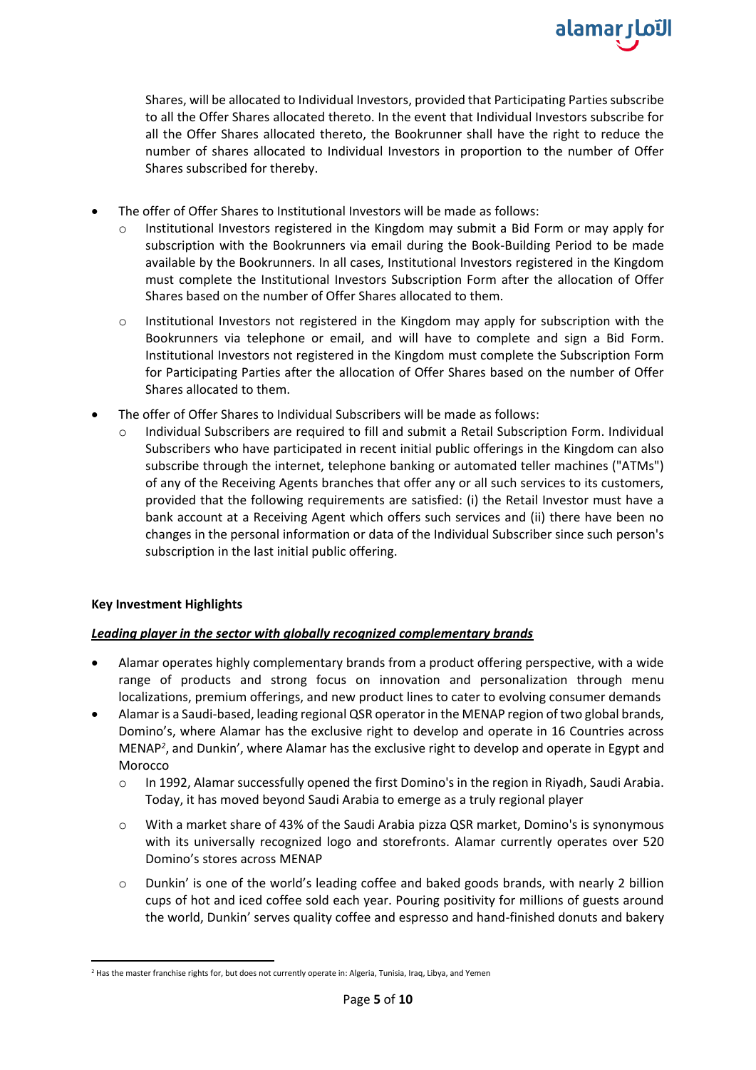Shares, will be allocated to Individual Investors, provided that Participating Parties subscribe to all the Offer Shares allocated thereto. In the event that Individual Investors subscribe for all the Offer Shares allocated thereto, the Bookrunner shall have the right to reduce the number of shares allocated to Individual Investors in proportion to the number of Offer Shares subscribed for thereby.

- The offer of Offer Shares to Institutional Investors will be made as follows:
  - Institutional Investors registered in the Kingdom may submit a Bid Form or may apply for subscription with the Bookrunners via email during the Book-Building Period to be made available by the Bookrunners. In all cases, Institutional Investors registered in the Kingdom must complete the Institutional Investors Subscription Form after the allocation of Offer Shares based on the number of Offer Shares allocated to them.
  - Institutional Investors not registered in the Kingdom may apply for subscription with the Bookrunners via telephone or email, and will have to complete and sign a Bid Form. Institutional Investors not registered in the Kingdom must complete the Subscription Form for Participating Parties after the allocation of Offer Shares based on the number of Offer Shares allocated to them.
- The offer of Offer Shares to Individual Subscribers will be made as follows:
  - Individual Subscribers are required to fill and submit a Retail Subscription Form. Individual Subscribers who have participated in recent initial public offerings in the Kingdom can also subscribe through the internet, telephone banking or automated teller machines ("ATMs") of any of the Receiving Agents branches that offer any or all such services to its customers, provided that the following requirements are satisfied: (i) the Retail Investor must have a bank account at a Receiving Agent which offers such services and (ii) there have been no changes in the personal information or data of the Individual Subscriber since such person's subscription in the last initial public offering.

**Key Investment Highlights**

***<u>Leading player in the sector with globally recognized complementary brands</u>***

- Alamar operates highly complementary brands from a product offering perspective, with a wide range of products and strong focus on innovation and personalization through menu localizations, premium offerings, and new product lines to cater to evolving consumer demands
- Alamar is a Saudi-based, leading regional QSR operator in the MENAP region of two global brands, Domino's, where Alamar has the exclusive right to develop and operate in 16 Countries across MENAP[2], and Dunkin', where Alamar has the exclusive right to develop and operate in Egypt and Morocco
  - In 1992, Alamar successfully opened the first Domino's in the region in Riyadh, Saudi Arabia. Today, it has moved beyond Saudi Arabia to emerge as a truly regional player
  - With a market share of 43% of the Saudi Arabia pizza QSR market, Domino's is synonymous with its universally recognized logo and storefronts. Alamar currently operates over 520 Domino's stores across MENAP
  - Dunkin' is one of the world's leading coffee and baked goods brands, with nearly 2 billion cups of hot and iced coffee sold each year. Pouring positivity for millions of guests around the world, Dunkin' serves quality coffee and espresso and hand-finished donuts and bakery

[2] Has the master franchise rights for, but does not currently operate in: Algeria, Tunisia, Iraq, Libya, and Yemen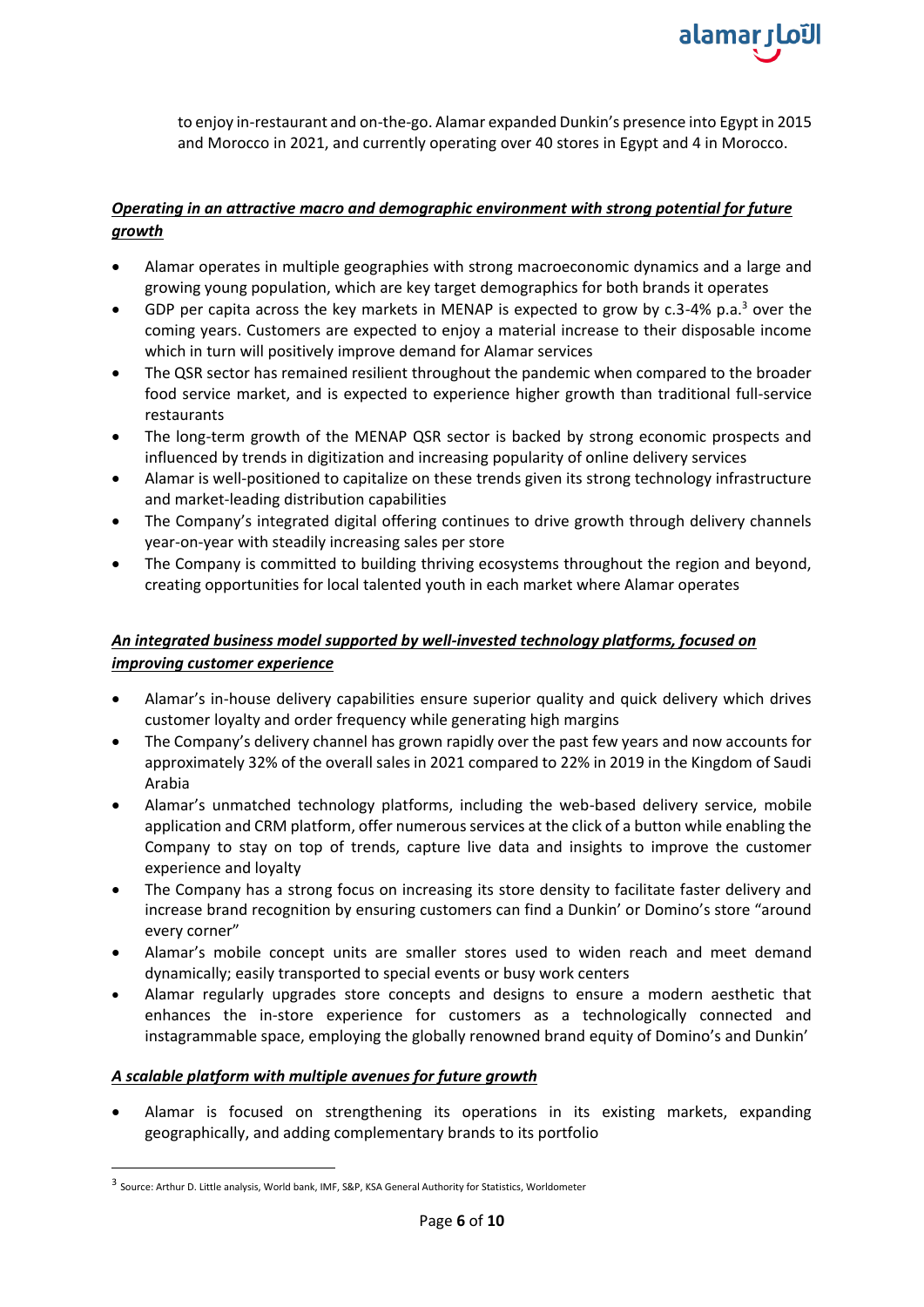to enjoy in-restaurant and on-the-go. Alamar expanded Dunkin's presence into Egypt in 2015 and Morocco in 2021, and currently operating over 40 stores in Egypt and 4 in Morocco.

***Operating in an attractive macro and demographic environment with strong potential for future growth***

- Alamar operates in multiple geographies with strong macroeconomic dynamics and a large and growing young population, which are key target demographics for both brands it operates
- GDP per capita across the key markets in MENAP is expected to grow by c.3-4% p.a.[3] over the coming years. Customers are expected to enjoy a material increase to their disposable income which in turn will positively improve demand for Alamar services
- The QSR sector has remained resilient throughout the pandemic when compared to the broader food service market, and is expected to experience higher growth than traditional full-service restaurants
- The long-term growth of the MENAP QSR sector is backed by strong economic prospects and influenced by trends in digitization and increasing popularity of online delivery services
- Alamar is well-positioned to capitalize on these trends given its strong technology infrastructure and market-leading distribution capabilities
- The Company's integrated digital offering continues to drive growth through delivery channels year-on-year with steadily increasing sales per store
- The Company is committed to building thriving ecosystems throughout the region and beyond, creating opportunities for local talented youth in each market where Alamar operates

***An integrated business model supported by well-invested technology platforms, focused on improving customer experience***

- Alamar's in-house delivery capabilities ensure superior quality and quick delivery which drives customer loyalty and order frequency while generating high margins
- The Company's delivery channel has grown rapidly over the past few years and now accounts for approximately 32% of the overall sales in 2021 compared to 22% in 2019 in the Kingdom of Saudi Arabia
- Alamar's unmatched technology platforms, including the web-based delivery service, mobile application and CRM platform, offer numerous services at the click of a button while enabling the Company to stay on top of trends, capture live data and insights to improve the customer experience and loyalty
- The Company has a strong focus on increasing its store density to facilitate faster delivery and increase brand recognition by ensuring customers can find a Dunkin' or Domino's store "around every corner"
- Alamar's mobile concept units are smaller stores used to widen reach and meet demand dynamically; easily transported to special events or busy work centers
- Alamar regularly upgrades store concepts and designs to ensure a modern aesthetic that enhances the in-store experience for customers as a technologically connected and instagrammable space, employing the globally renowned brand equity of Domino's and Dunkin'

***A scalable platform with multiple avenues for future growth***

- Alamar is focused on strengthening its operations in its existing markets, expanding geographically, and adding complementary brands to its portfolio

[3] Source: Arthur D. Little analysis, World bank, IMF, S&P, KSA General Authority for Statistics, Worldometer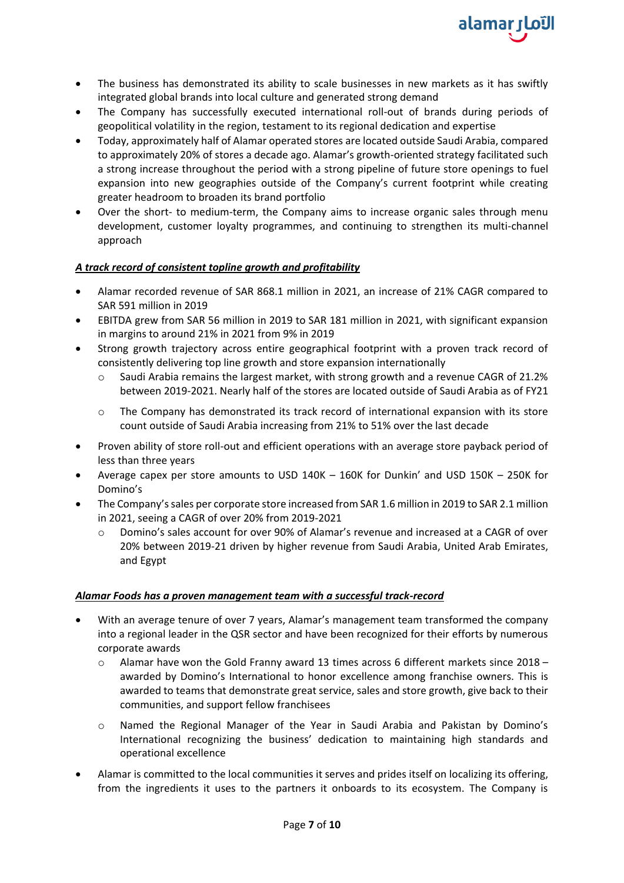- The business has demonstrated its ability to scale businesses in new markets as it has swiftly integrated global brands into local culture and generated strong demand
- The Company has successfully executed international roll-out of brands during periods of geopolitical volatility in the region, testament to its regional dedication and expertise
- Today, approximately half of Alamar operated stores are located outside Saudi Arabia, compared to approximately 20% of stores a decade ago. Alamar's growth-oriented strategy facilitated such a strong increase throughout the period with a strong pipeline of future store openings to fuel expansion into new geographies outside of the Company's current footprint while creating greater headroom to broaden its brand portfolio
- Over the short- to medium-term, the Company aims to increase organic sales through menu development, customer loyalty programmes, and continuing to strengthen its multi-channel approach

***<u>A track record of consistent topline growth and profitability</u>***

- Alamar recorded revenue of SAR 868.1 million in 2021, an increase of 21% CAGR compared to SAR 591 million in 2019
- EBITDA grew from SAR 56 million in 2019 to SAR 181 million in 2021, with significant expansion in margins to around 21% in 2021 from 9% in 2019
- Strong growth trajectory across entire geographical footprint with a proven track record of consistently delivering top line growth and store expansion internationally
  - Saudi Arabia remains the largest market, with strong growth and a revenue CAGR of 21.2% between 2019-2021. Nearly half of the stores are located outside of Saudi Arabia as of FY21
  - The Company has demonstrated its track record of international expansion with its store count outside of Saudi Arabia increasing from 21% to 51% over the last decade
- Proven ability of store roll-out and efficient operations with an average store payback period of less than three years
- Average capex per store amounts to USD 140K – 160K for Dunkin' and USD 150K – 250K for Domino's
- The Company's sales per corporate store increased from SAR 1.6 million in 2019 to SAR 2.1 million in 2021, seeing a CAGR of over 20% from 2019-2021
  - Domino's sales account for over 90% of Alamar's revenue and increased at a CAGR of over 20% between 2019-21 driven by higher revenue from Saudi Arabia, United Arab Emirates, and Egypt

***<u>Alamar Foods has a proven management team with a successful track-record</u>***

- With an average tenure of over 7 years, Alamar's management team transformed the company into a regional leader in the QSR sector and have been recognized for their efforts by numerous corporate awards
  - Alamar have won the Gold Franny award 13 times across 6 different markets since 2018 – awarded by Domino's International to honor excellence among franchise owners. This is awarded to teams that demonstrate great service, sales and store growth, give back to their communities, and support fellow franchisees
  - Named the Regional Manager of the Year in Saudi Arabia and Pakistan by Domino's International recognizing the business' dedication to maintaining high standards and operational excellence
- Alamar is committed to the local communities it serves and prides itself on localizing its offering, from the ingredients it uses to the partners it onboards to its ecosystem. The Company is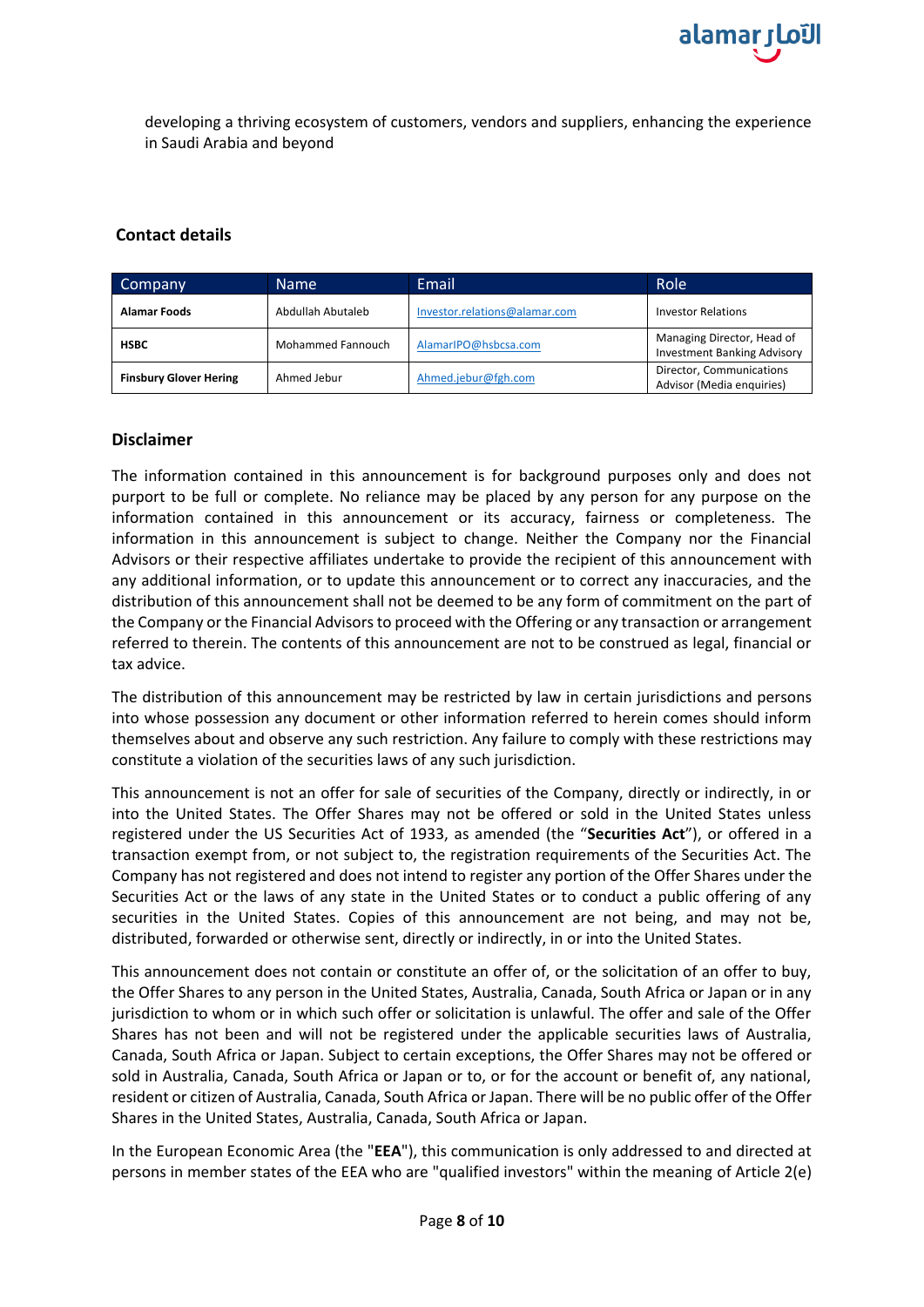developing a thriving ecosystem of customers, vendors and suppliers, enhancing the experience in Saudi Arabia and beyond

## Contact details

| Company | Name | Email | Role |
|---|---|---|---|
| **Alamar Foods** | Abdullah Abutaleb | Investor.relations@alamar.com | Investor Relations |
| **HSBC** | Mohammed Fannouch | AlamarIPO@hsbcsa.com | Managing Director, Head of Investment Banking Advisory |
| **Finsbury Glover Hering** | Ahmed Jebur | Ahmed.jebur@fgh.com | Director, Communications Advisor (Media enquiries) |

## Disclaimer

The information contained in this announcement is for background purposes only and does not purport to be full or complete. No reliance may be placed by any person for any purpose on the information contained in this announcement or its accuracy, fairness or completeness. The information in this announcement is subject to change. Neither the Company nor the Financial Advisors or their respective affiliates undertake to provide the recipient of this announcement with any additional information, or to update this announcement or to correct any inaccuracies, and the distribution of this announcement shall not be deemed to be any form of commitment on the part of the Company or the Financial Advisors to proceed with the Offering or any transaction or arrangement referred to therein. The contents of this announcement are not to be construed as legal, financial or tax advice.

The distribution of this announcement may be restricted by law in certain jurisdictions and persons into whose possession any document or other information referred to herein comes should inform themselves about and observe any such restriction. Any failure to comply with these restrictions may constitute a violation of the securities laws of any such jurisdiction.

This announcement is not an offer for sale of securities of the Company, directly or indirectly, in or into the United States. The Offer Shares may not be offered or sold in the United States unless registered under the US Securities Act of 1933, as amended (the "**Securities Act**"), or offered in a transaction exempt from, or not subject to, the registration requirements of the Securities Act. The Company has not registered and does not intend to register any portion of the Offer Shares under the Securities Act or the laws of any state in the United States or to conduct a public offering of any securities in the United States. Copies of this announcement are not being, and may not be, distributed, forwarded or otherwise sent, directly or indirectly, in or into the United States.

This announcement does not contain or constitute an offer of, or the solicitation of an offer to buy, the Offer Shares to any person in the United States, Australia, Canada, South Africa or Japan or in any jurisdiction to whom or in which such offer or solicitation is unlawful. The offer and sale of the Offer Shares has not been and will not be registered under the applicable securities laws of Australia, Canada, South Africa or Japan. Subject to certain exceptions, the Offer Shares may not be offered or sold in Australia, Canada, South Africa or Japan or to, or for the account or benefit of, any national, resident or citizen of Australia, Canada, South Africa or Japan. There will be no public offer of the Offer Shares in the United States, Australia, Canada, South Africa or Japan.

In the European Economic Area (the "**EEA**"), this communication is only addressed to and directed at persons in member states of the EEA who are "qualified investors" within the meaning of Article 2(e)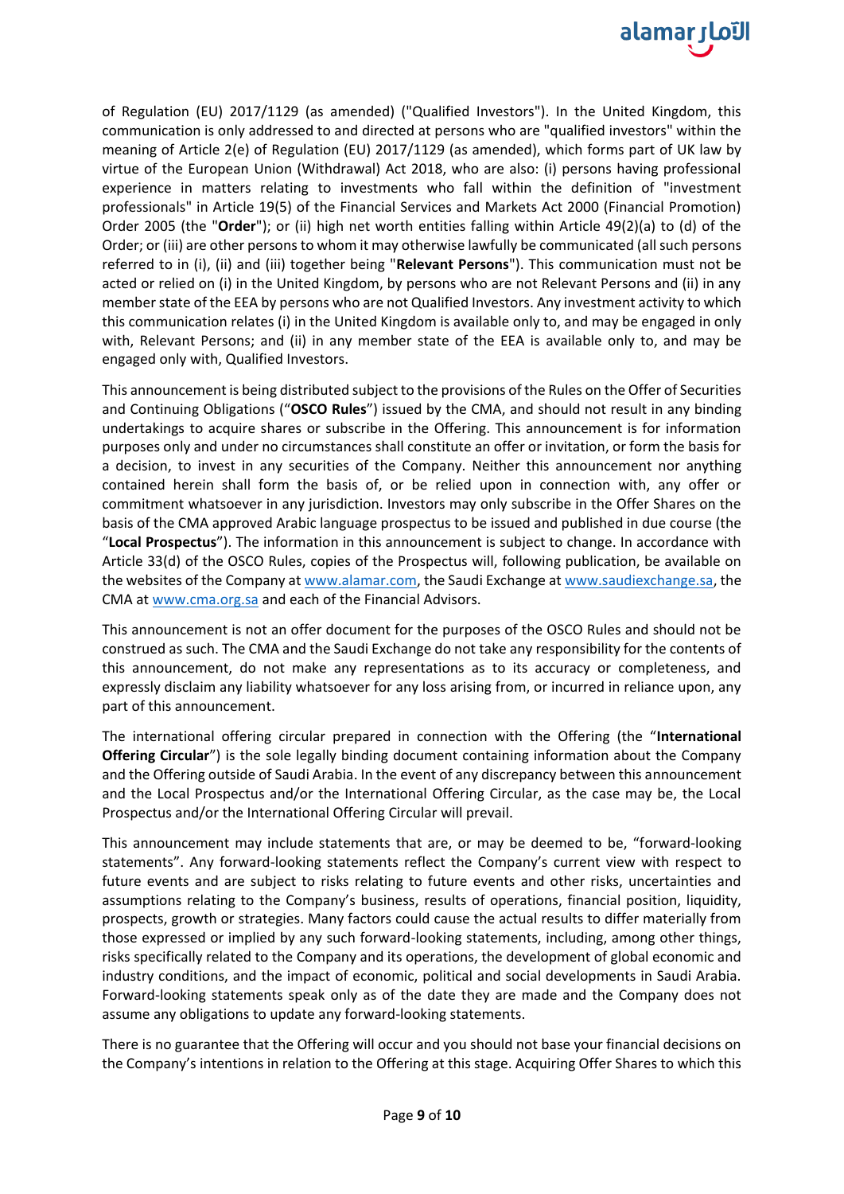of Regulation (EU) 2017/1129 (as amended) ("Qualified Investors"). In the United Kingdom, this communication is only addressed to and directed at persons who are "qualified investors" within the meaning of Article 2(e) of Regulation (EU) 2017/1129 (as amended), which forms part of UK law by virtue of the European Union (Withdrawal) Act 2018, who are also: (i) persons having professional experience in matters relating to investments who fall within the definition of "investment professionals" in Article 19(5) of the Financial Services and Markets Act 2000 (Financial Promotion) Order 2005 (the "**Order**"); or (ii) high net worth entities falling within Article 49(2)(a) to (d) of the Order; or (iii) are other persons to whom it may otherwise lawfully be communicated (all such persons referred to in (i), (ii) and (iii) together being "**Relevant Persons**"). This communication must not be acted or relied on (i) in the United Kingdom, by persons who are not Relevant Persons and (ii) in any member state of the EEA by persons who are not Qualified Investors. Any investment activity to which this communication relates (i) in the United Kingdom is available only to, and may be engaged in only with, Relevant Persons; and (ii) in any member state of the EEA is available only to, and may be engaged only with, Qualified Investors.

This announcement is being distributed subject to the provisions of the Rules on the Offer of Securities and Continuing Obligations ("**OSCO Rules**") issued by the CMA, and should not result in any binding undertakings to acquire shares or subscribe in the Offering. This announcement is for information purposes only and under no circumstances shall constitute an offer or invitation, or form the basis for a decision, to invest in any securities of the Company. Neither this announcement nor anything contained herein shall form the basis of, or be relied upon in connection with, any offer or commitment whatsoever in any jurisdiction. Investors may only subscribe in the Offer Shares on the basis of the CMA approved Arabic language prospectus to be issued and published in due course (the "**Local Prospectus**"). The information in this announcement is subject to change. In accordance with Article 33(d) of the OSCO Rules, copies of the Prospectus will, following publication, be available on the websites of the Company at www.alamar.com, the Saudi Exchange at www.saudiexchange.sa, the CMA at www.cma.org.sa and each of the Financial Advisors.

This announcement is not an offer document for the purposes of the OSCO Rules and should not be construed as such. The CMA and the Saudi Exchange do not take any responsibility for the contents of this announcement, do not make any representations as to its accuracy or completeness, and expressly disclaim any liability whatsoever for any loss arising from, or incurred in reliance upon, any part of this announcement.

The international offering circular prepared in connection with the Offering (the "**International Offering Circular**") is the sole legally binding document containing information about the Company and the Offering outside of Saudi Arabia. In the event of any discrepancy between this announcement and the Local Prospectus and/or the International Offering Circular, as the case may be, the Local Prospectus and/or the International Offering Circular will prevail.

This announcement may include statements that are, or may be deemed to be, "forward-looking statements". Any forward-looking statements reflect the Company's current view with respect to future events and are subject to risks relating to future events and other risks, uncertainties and assumptions relating to the Company's business, results of operations, financial position, liquidity, prospects, growth or strategies. Many factors could cause the actual results to differ materially from those expressed or implied by any such forward-looking statements, including, among other things, risks specifically related to the Company and its operations, the development of global economic and industry conditions, and the impact of economic, political and social developments in Saudi Arabia. Forward-looking statements speak only as of the date they are made and the Company does not assume any obligations to update any forward-looking statements.

There is no guarantee that the Offering will occur and you should not base your financial decisions on the Company's intentions in relation to the Offering at this stage. Acquiring Offer Shares to which this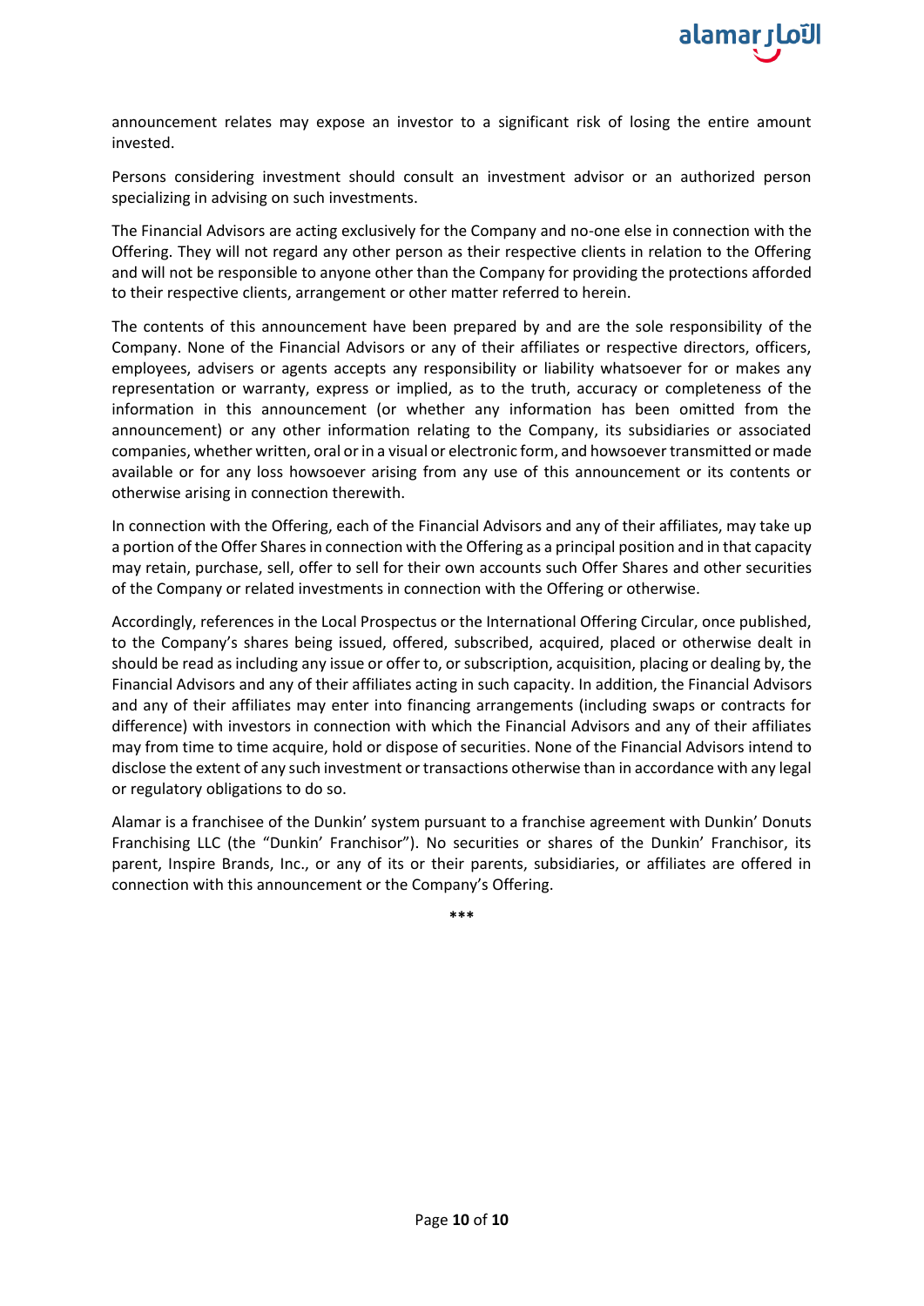announcement relates may expose an investor to a significant risk of losing the entire amount invested.

Persons considering investment should consult an investment advisor or an authorized person specializing in advising on such investments.

The Financial Advisors are acting exclusively for the Company and no-one else in connection with the Offering. They will not regard any other person as their respective clients in relation to the Offering and will not be responsible to anyone other than the Company for providing the protections afforded to their respective clients, arrangement or other matter referred to herein.

The contents of this announcement have been prepared by and are the sole responsibility of the Company. None of the Financial Advisors or any of their affiliates or respective directors, officers, employees, advisers or agents accepts any responsibility or liability whatsoever for or makes any representation or warranty, express or implied, as to the truth, accuracy or completeness of the information in this announcement (or whether any information has been omitted from the announcement) or any other information relating to the Company, its subsidiaries or associated companies, whether written, oral or in a visual or electronic form, and howsoever transmitted or made available or for any loss howsoever arising from any use of this announcement or its contents or otherwise arising in connection therewith.

In connection with the Offering, each of the Financial Advisors and any of their affiliates, may take up a portion of the Offer Shares in connection with the Offering as a principal position and in that capacity may retain, purchase, sell, offer to sell for their own accounts such Offer Shares and other securities of the Company or related investments in connection with the Offering or otherwise.

Accordingly, references in the Local Prospectus or the International Offering Circular, once published, to the Company's shares being issued, offered, subscribed, acquired, placed or otherwise dealt in should be read as including any issue or offer to, or subscription, acquisition, placing or dealing by, the Financial Advisors and any of their affiliates acting in such capacity. In addition, the Financial Advisors and any of their affiliates may enter into financing arrangements (including swaps or contracts for difference) with investors in connection with which the Financial Advisors and any of their affiliates may from time to time acquire, hold or dispose of securities. None of the Financial Advisors intend to disclose the extent of any such investment or transactions otherwise than in accordance with any legal or regulatory obligations to do so.

Alamar is a franchisee of the Dunkin' system pursuant to a franchise agreement with Dunkin' Donuts Franchising LLC (the "Dunkin' Franchisor"). No securities or shares of the Dunkin' Franchisor, its parent, Inspire Brands, Inc., or any of its or their parents, subsidiaries, or affiliates are offered in connection with this announcement or the Company's Offering.

***